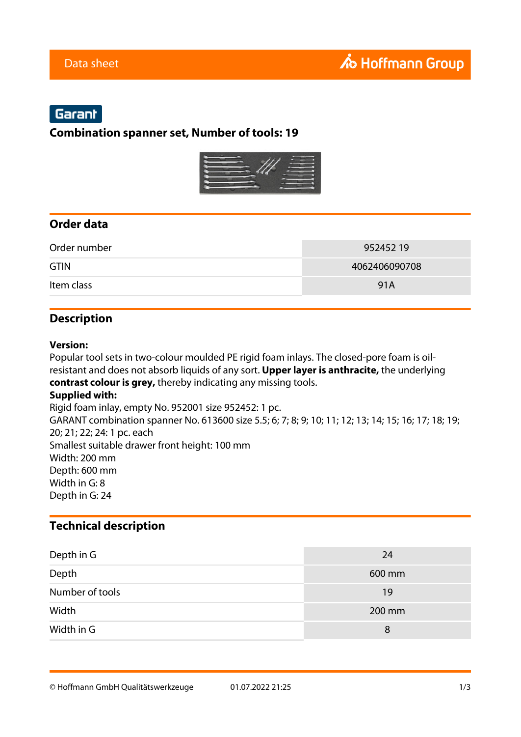Data sheet

Hoffmann Group

Garant

# Combination spanner set, Number of tools: 19

## Order data

| | |
|---|---|
| Order number | 952452 19 |
| GTIN | 4062406090708 |
| Item class | 91A |

## Description

**Version:**
Popular tool sets in two-colour moulded PE rigid foam inlays. The closed-pore foam is oil-resistant and does not absorb liquids of any sort. **Upper layer is anthracite,** the underlying **contrast colour is grey,** thereby indicating any missing tools.
**Supplied with:**
Rigid foam inlay, empty No. 952001 size 952452: 1 pc.
GARANT combination spanner No. 613600 size 5.5; 6; 7; 8; 9; 10; 11; 12; 13; 14; 15; 16; 17; 18; 19; 20; 21; 22; 24: 1 pc. each
Smallest suitable drawer front height: 100 mm
Width: 200 mm
Depth: 600 mm
Width in G: 8
Depth in G: 24

## Technical description

| | |
|---|---|
| Depth in G | 24 |
| Depth | 600 mm |
| Number of tools | 19 |
| Width | 200 mm |
| Width in G | 8 |

© Hoffmann GmbH Qualitätswerkzeuge 01.07.2022 21:25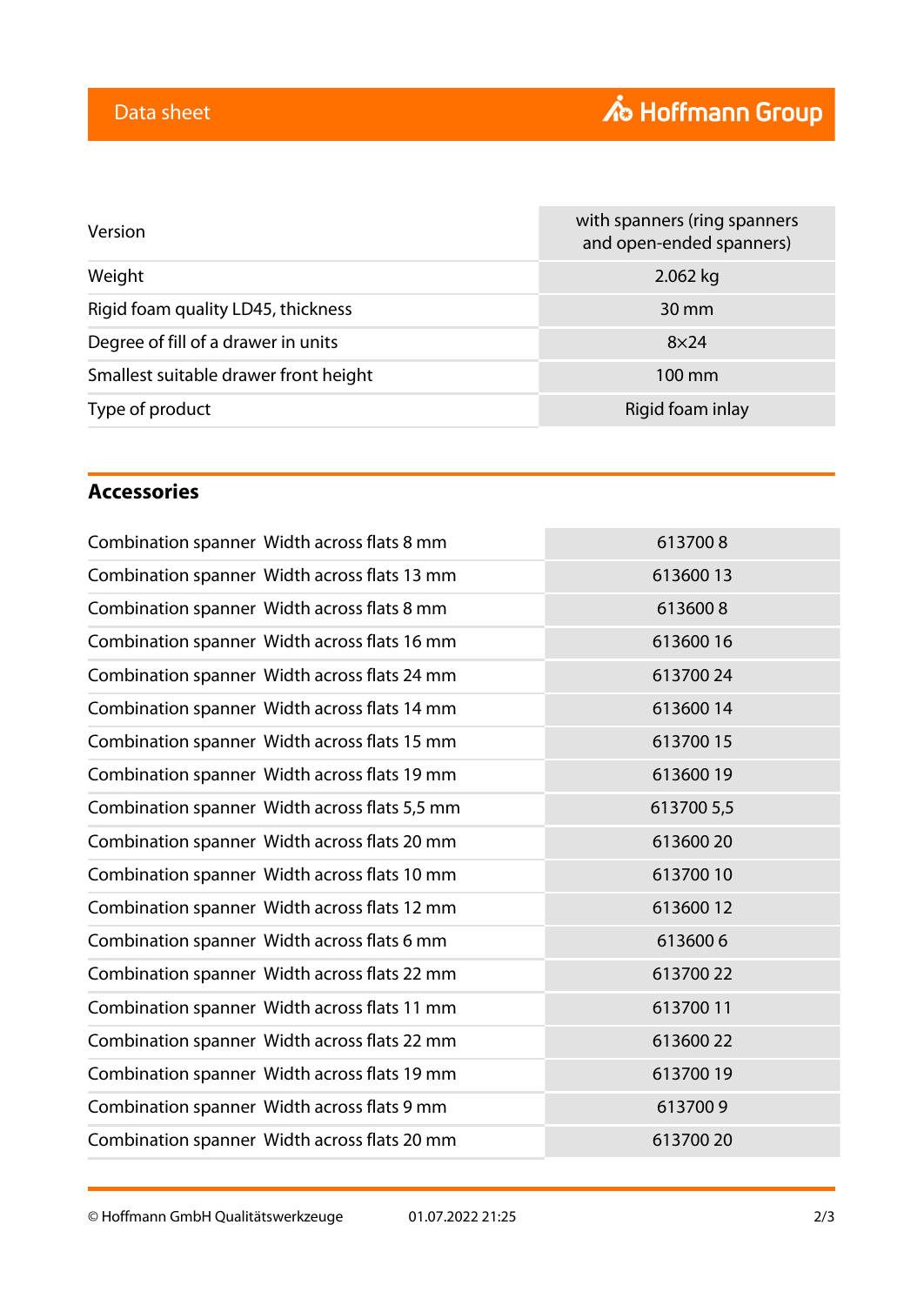| Version | with spanners (ring spanners and open-ended spanners) |
| --- | --- |
| Weight | 2.062 kg |
| Rigid foam quality LD45, thickness | 30 mm |
| Degree of fill of a drawer in units | 8×24 |
| Smallest suitable drawer front height | 100 mm |
| Type of product | Rigid foam inlay |

## Accessories

| | |
| --- | --- |
| Combination spanner  Width across flats 8 mm | 613700 8 |
| Combination spanner  Width across flats 13 mm | 613600 13 |
| Combination spanner  Width across flats 8 mm | 613600 8 |
| Combination spanner  Width across flats 16 mm | 613600 16 |
| Combination spanner  Width across flats 24 mm | 613700 24 |
| Combination spanner  Width across flats 14 mm | 613600 14 |
| Combination spanner  Width across flats 15 mm | 613700 15 |
| Combination spanner  Width across flats 19 mm | 613600 19 |
| Combination spanner  Width across flats 5,5 mm | 613700 5,5 |
| Combination spanner  Width across flats 20 mm | 613600 20 |
| Combination spanner  Width across flats 10 mm | 613700 10 |
| Combination spanner  Width across flats 12 mm | 613600 12 |
| Combination spanner  Width across flats 6 mm | 613600 6 |
| Combination spanner  Width across flats 22 mm | 613700 22 |
| Combination spanner  Width across flats 11 mm | 613700 11 |
| Combination spanner  Width across flats 22 mm | 613600 22 |
| Combination spanner  Width across flats 19 mm | 613700 19 |
| Combination spanner  Width across flats 9 mm | 613700 9 |
| Combination spanner  Width across flats 20 mm | 613700 20 |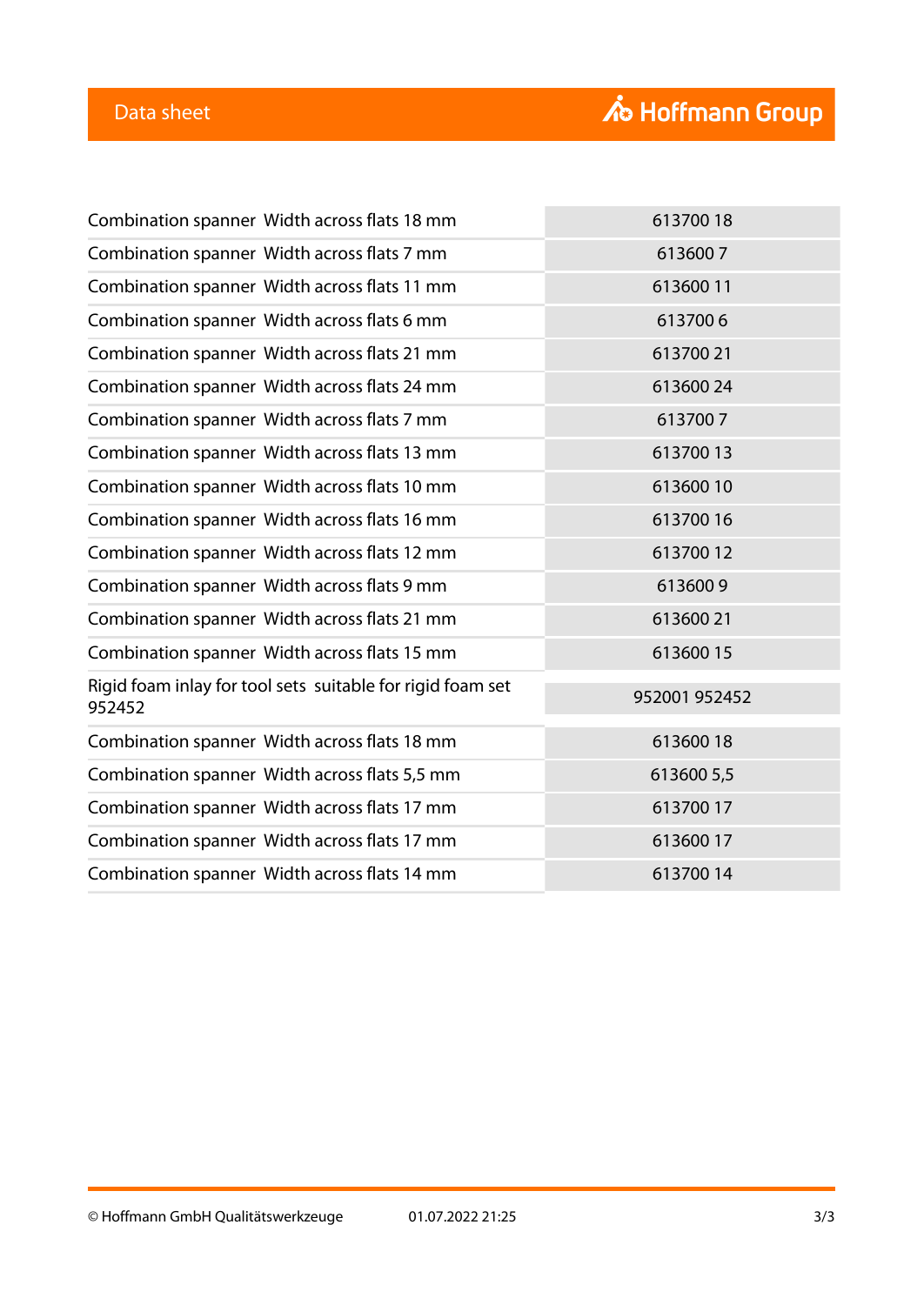| | |
|---|---|
| Combination spanner  Width across flats 18 mm | 613700 18 |
| Combination spanner  Width across flats 7 mm | 613600 7 |
| Combination spanner  Width across flats 11 mm | 613600 11 |
| Combination spanner  Width across flats 6 mm | 613700 6 |
| Combination spanner  Width across flats 21 mm | 613700 21 |
| Combination spanner  Width across flats 24 mm | 613600 24 |
| Combination spanner  Width across flats 7 mm | 613700 7 |
| Combination spanner  Width across flats 13 mm | 613700 13 |
| Combination spanner  Width across flats 10 mm | 613600 10 |
| Combination spanner  Width across flats 16 mm | 613700 16 |
| Combination spanner  Width across flats 12 mm | 613700 12 |
| Combination spanner  Width across flats 9 mm | 613600 9 |
| Combination spanner  Width across flats 21 mm | 613600 21 |
| Combination spanner  Width across flats 15 mm | 613600 15 |
| Rigid foam inlay for tool sets  suitable for rigid foam set 952452 | 952001 952452 |
| Combination spanner  Width across flats 18 mm | 613600 18 |
| Combination spanner  Width across flats 5,5 mm | 613600 5,5 |
| Combination spanner  Width across flats 17 mm | 613700 17 |
| Combination spanner  Width across flats 17 mm | 613600 17 |
| Combination spanner  Width across flats 14 mm | 613700 14 |